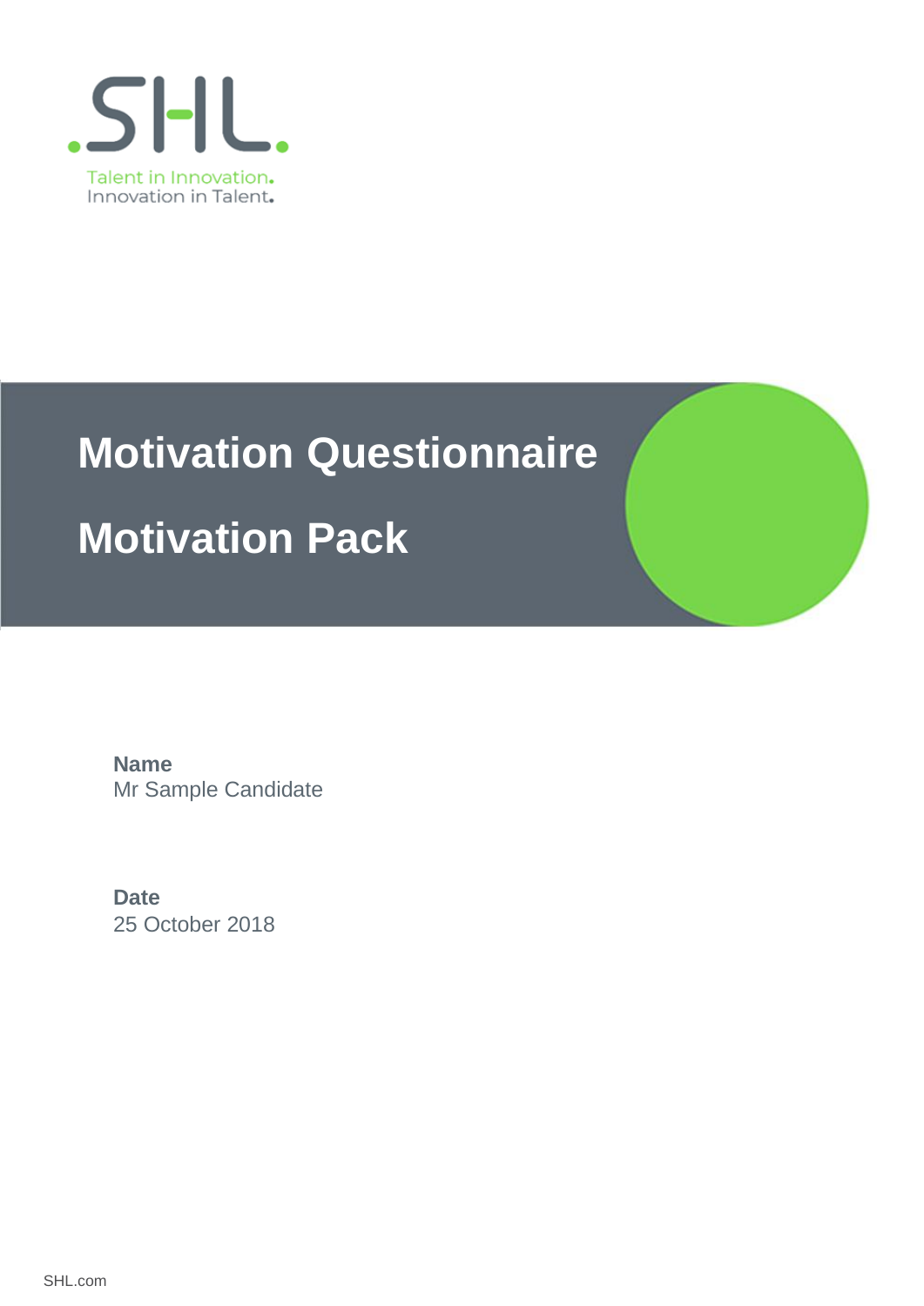# Motivation Questionnaire

# Motivation Pack

**Name**
Mr Sample Candidate

**Date**
25 October 2018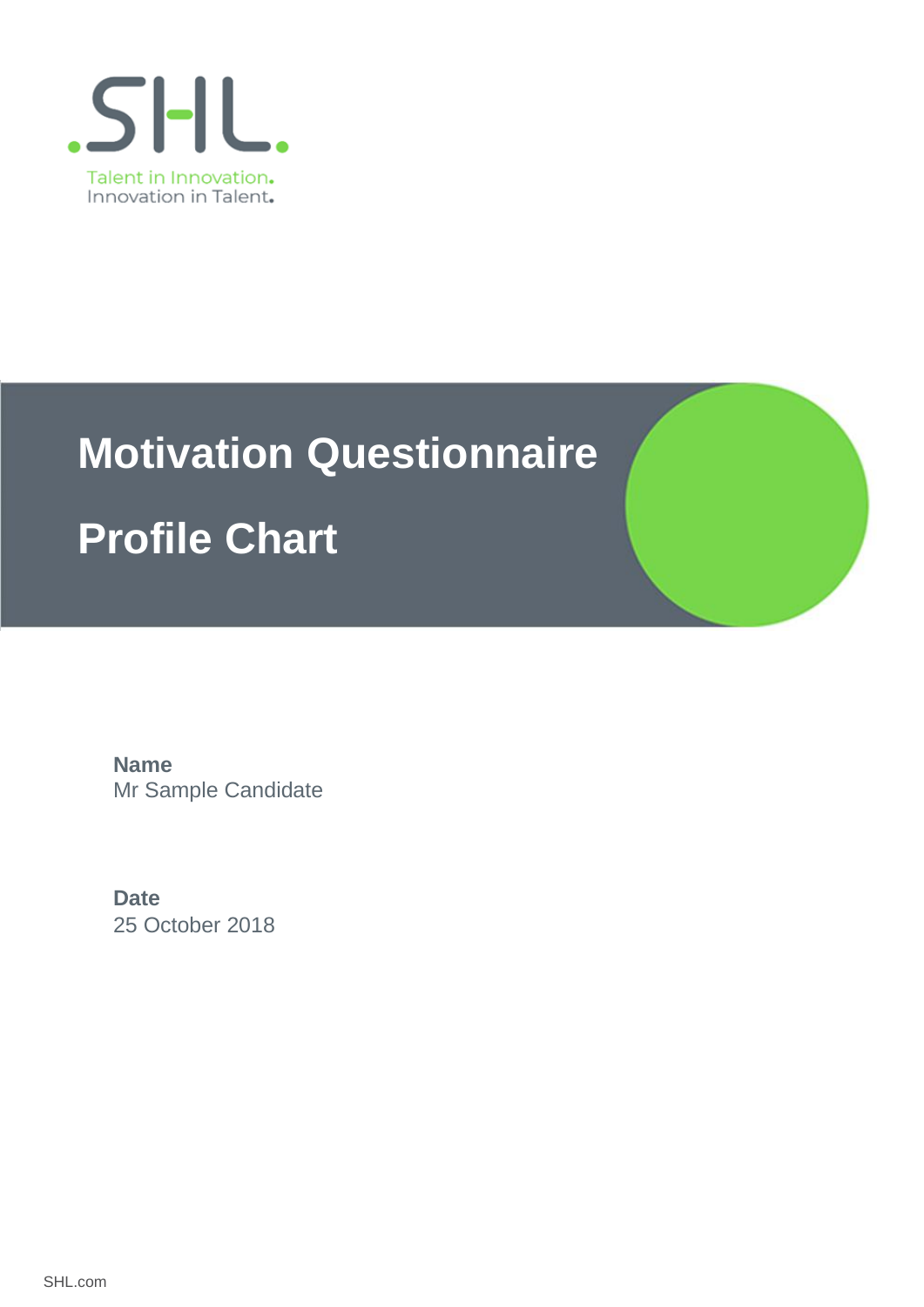SHL.

Talent in Innovation.
Innovation in Talent.

# Motivation Questionnaire

# Profile Chart

**Name**
Mr Sample Candidate

**Date**
25 October 2018

SHL.com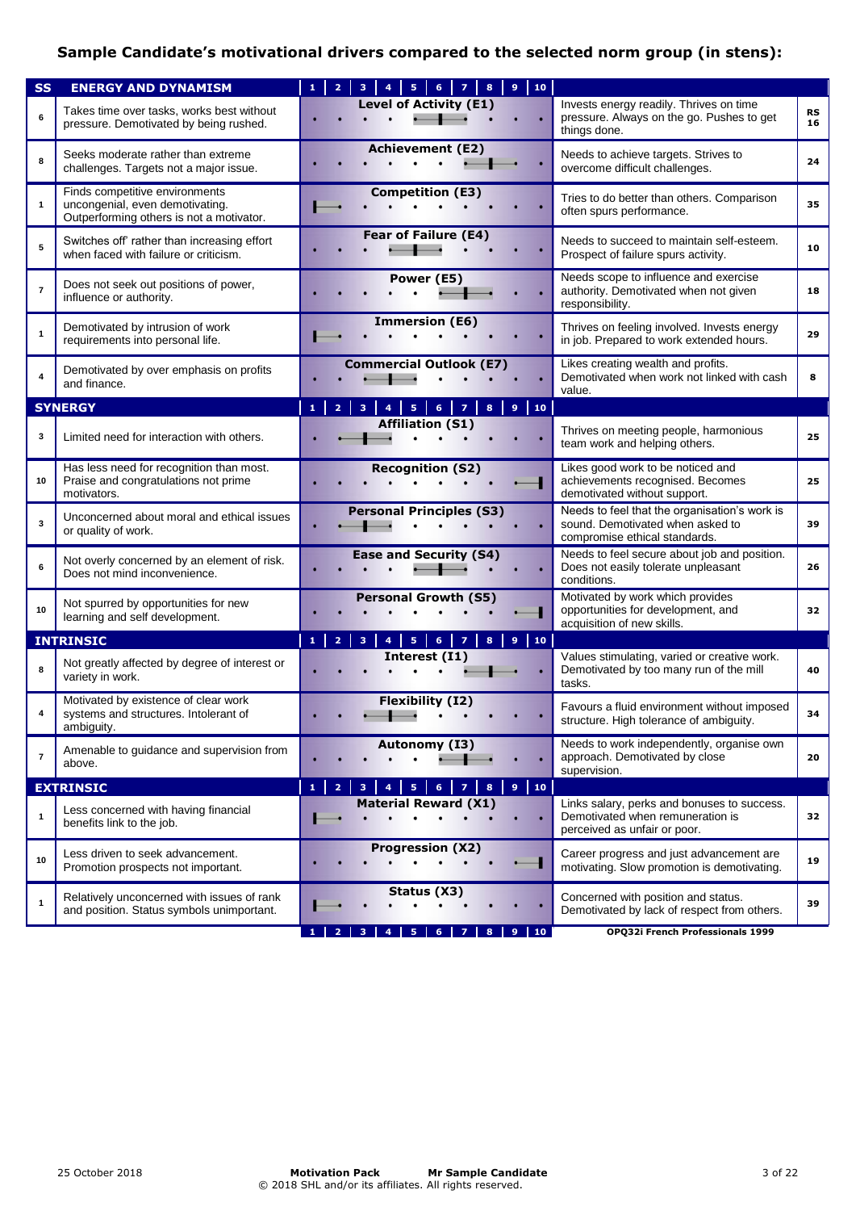## Sample Candidate's motivational drivers compared to the selected norm group (in stens):

| SS | Low score description | Scale | High score description | RS |
|---|---|---|---|---|
| **ENERGY AND DYNAMISM** | | **1 2 3 4 5 6 7 8 9 10** | | |
| 6 | Takes time over tasks, works best without pressure. Demotivated by being rushed. | Level of Activity (E1) | Invests energy readily. Thrives on time pressure. Always on the go. Pushes to get things done. | 16 |
| 8 | Seeks moderate rather than extreme challenges. Targets not a major issue. | Achievement (E2) | Needs to achieve targets. Strives to overcome difficult challenges. | 24 |
| 1 | Finds competitive environments uncongenial, even demotivating. Outperforming others is not a motivator. | Competition (E3) | Tries to do better than others. Comparison often spurs performance. | 35 |
| 5 | Switches off' rather than increasing effort when faced with failure or criticism. | Fear of Failure (E4) | Needs to succeed to maintain self-esteem. Prospect of failure spurs activity. | 10 |
| 7 | Does not seek out positions of power, influence or authority. | Power (E5) | Needs scope to influence and exercise authority. Demotivated when not given responsibility. | 18 |
| 1 | Demotivated by intrusion of work requirements into personal life. | Immersion (E6) | Thrives on feeling involved. Invests energy in job. Prepared to work extended hours. | 29 |
| 4 | Demotivated by over emphasis on profits and finance. | Commercial Outlook (E7) | Likes creating wealth and profits. Demotivated when work not linked with cash value. | 8 |
| **SYNERGY** | | **1 2 3 4 5 6 7 8 9 10** | | |
| 3 | Limited need for interaction with others. | Affiliation (S1) | Thrives on meeting people, harmonious team work and helping others. | 25 |
| 10 | Has less need for recognition than most. Praise and congratulations not prime motivators. | Recognition (S2) | Likes good work to be noticed and achievements recognised. Becomes demotivated without support. | 25 |
| 3 | Unconcerned about moral and ethical issues or quality of work. | Personal Principles (S3) | Needs to feel that the organisation's work is sound. Demotivated when asked to compromise ethical standards. | 39 |
| 6 | Not overly concerned by an element of risk. Does not mind inconvenience. | Ease and Security (S4) | Needs to feel secure about job and position. Does not easily tolerate unpleasant conditions. | 26 |
| 10 | Not spurred by opportunities for new learning and self development. | Personal Growth (S5) | Motivated by work which provides opportunities for development, and acquisition of new skills. | 32 |
| **INTRINSIC** | | **1 2 3 4 5 6 7 8 9 10** | | |
| 8 | Not greatly affected by degree of interest or variety in work. | Interest (I1) | Values stimulating, varied or creative work. Demotivated by too many run of the mill tasks. | 40 |
| 4 | Motivated by existence of clear work systems and structures. Intolerant of ambiguity. | Flexibility (I2) | Favours a fluid environment without imposed structure. High tolerance of ambiguity. | 34 |
| 7 | Amenable to guidance and supervision from above. | Autonomy (I3) | Needs to work independently, organise own approach. Demotivated by close supervision. | 20 |
| **EXTRINSIC** | | **1 2 3 4 5 6 7 8 9 10** | | |
| 1 | Less concerned with having financial benefits link to the job. | Material Reward (X1) | Links salary, perks and bonuses to success. Demotivated when remuneration is perceived as unfair or poor. | 32 |
| 10 | Less driven to seek advancement. Promotion prospects not important. | Progression (X2) | Career progress and just advancement are motivating. Slow promotion is demotivating. | 19 |
| 1 | Relatively unconcerned with issues of rank and position. Status symbols unimportant. | Status (X3) | Concerned with position and status. Demotivated by lack of respect from others. | 39 |
| | | **1 2 3 4 5 6 7 8 9 10** | OPQ32i French Professionals 1999 | |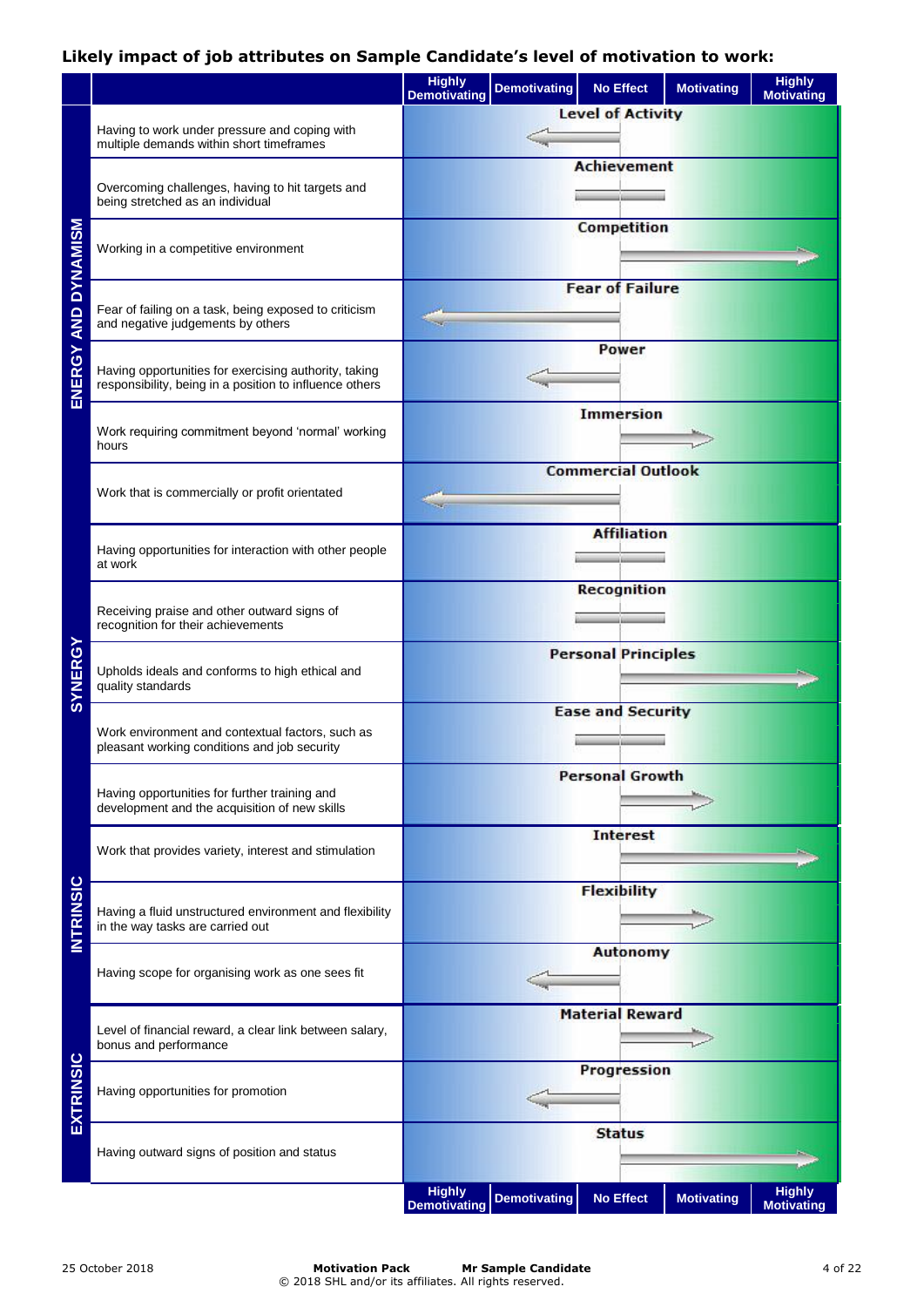## Likely impact of job attributes on Sample Candidate's level of motivation to work:

| | | Attribute | Highly Demotivating | Demotivating | No Effect | Motivating | Highly Motivating |
|---|---|---|---|---|---|---|---|
| ENERGY AND DYNAMISM | Having to work under pressure and coping with multiple demands within short timeframes | Level of Activity | | ← | | | |
| | Overcoming challenges, having to hit targets and being stretched as an individual | Achievement | | | — | | |
| | Working in a competitive environment | Competition | | | | | → |
| | Fear of failing on a task, being exposed to criticism and negative judgements by others | Fear of Failure | ← | | | | |
| | Having opportunities for exercising authority, taking responsibility, being in a position to influence others | Power | | ← | | | |
| | Work requiring commitment beyond 'normal' working hours | Immersion | | | | → | |
| | Work that is commercially or profit orientated | Commercial Outlook | ← | | | | |
| SYNERGY | Having opportunities for interaction with other people at work | Affiliation | | | — | | |
| | Receiving praise and other outward signs of recognition for their achievements | Recognition | | | — | | |
| | Upholds ideals and conforms to high ethical and quality standards | Personal Principles | | | | | → |
| | Work environment and contextual factors, such as pleasant working conditions and job security | Ease and Security | | | — | | |
| | Having opportunities for further training and development and the acquisition of new skills | Personal Growth | | | | → | |
| INTRINSIC | Work that provides variety, interest and stimulation | Interest | | | | | → |
| | Having a fluid unstructured environment and flexibility in the way tasks are carried out | Flexibility | | | | → | |
| | Having scope for organising work as one sees fit | Autonomy | | ← | | | |
| EXTRINSIC | Level of financial reward, a clear link between salary, bonus and performance | Material Reward | | | | → | |
| | Having opportunities for promotion | Progression | | ← | | | |
| | Having outward signs of position and status | Status | | | | | → |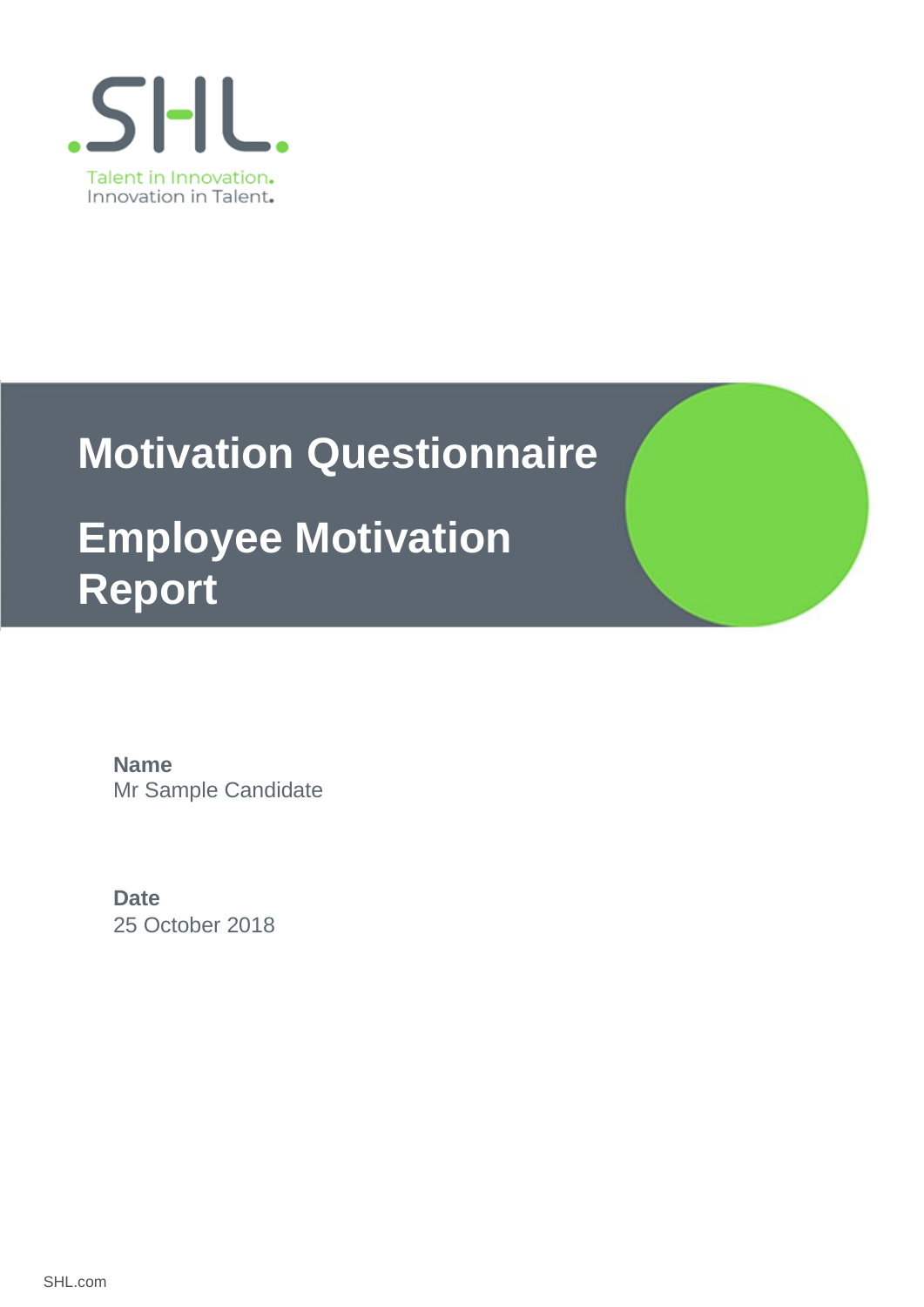SHL.

Talent in Innovation.
Innovation in Talent.

# Motivation Questionnaire

# Employee Motivation Report

**Name**
Mr Sample Candidate

**Date**
25 October 2018

SHL.com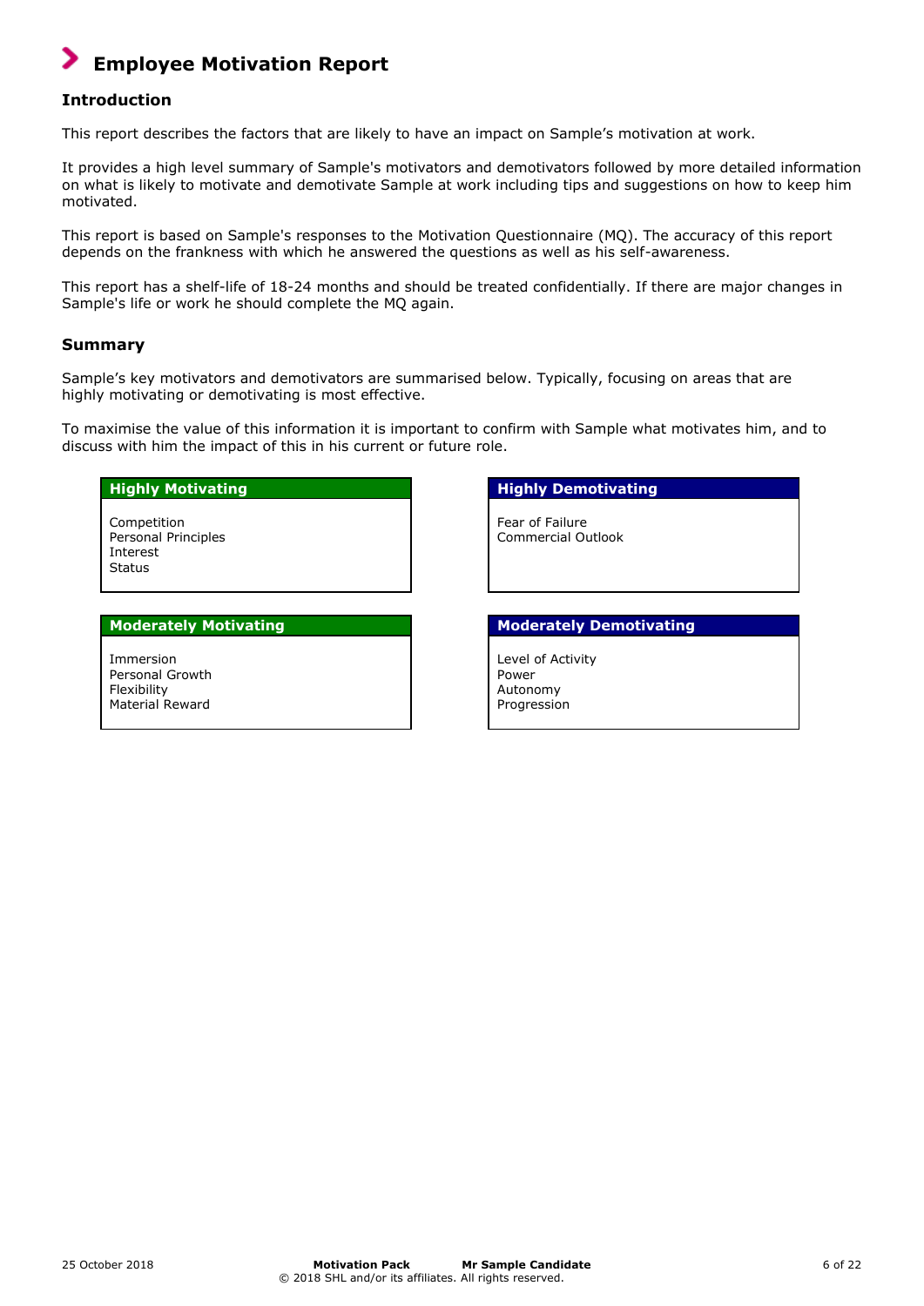# Employee Motivation Report

## Introduction

This report describes the factors that are likely to have an impact on Sample's motivation at work.

It provides a high level summary of Sample's motivators and demotivators followed by more detailed information on what is likely to motivate and demotivate Sample at work including tips and suggestions on how to keep him motivated.

This report is based on Sample's responses to the Motivation Questionnaire (MQ). The accuracy of this report depends on the frankness with which he answered the questions as well as his self-awareness.

This report has a shelf-life of 18-24 months and should be treated confidentially. If there are major changes in Sample's life or work he should complete the MQ again.

## Summary

Sample's key motivators and demotivators are summarised below. Typically, focusing on areas that are highly motivating or demotivating is most effective.

To maximise the value of this information it is important to confirm with Sample what motivates him, and to discuss with him the impact of this in his current or future role.

**Highly Motivating**

- Competition
- Personal Principles
- Interest
- Status

**Highly Demotivating**

- Fear of Failure
- Commercial Outlook

**Moderately Motivating**

- Immersion
- Personal Growth
- Flexibility
- Material Reward

**Moderately Demotivating**

- Level of Activity
- Power
- Autonomy
- Progression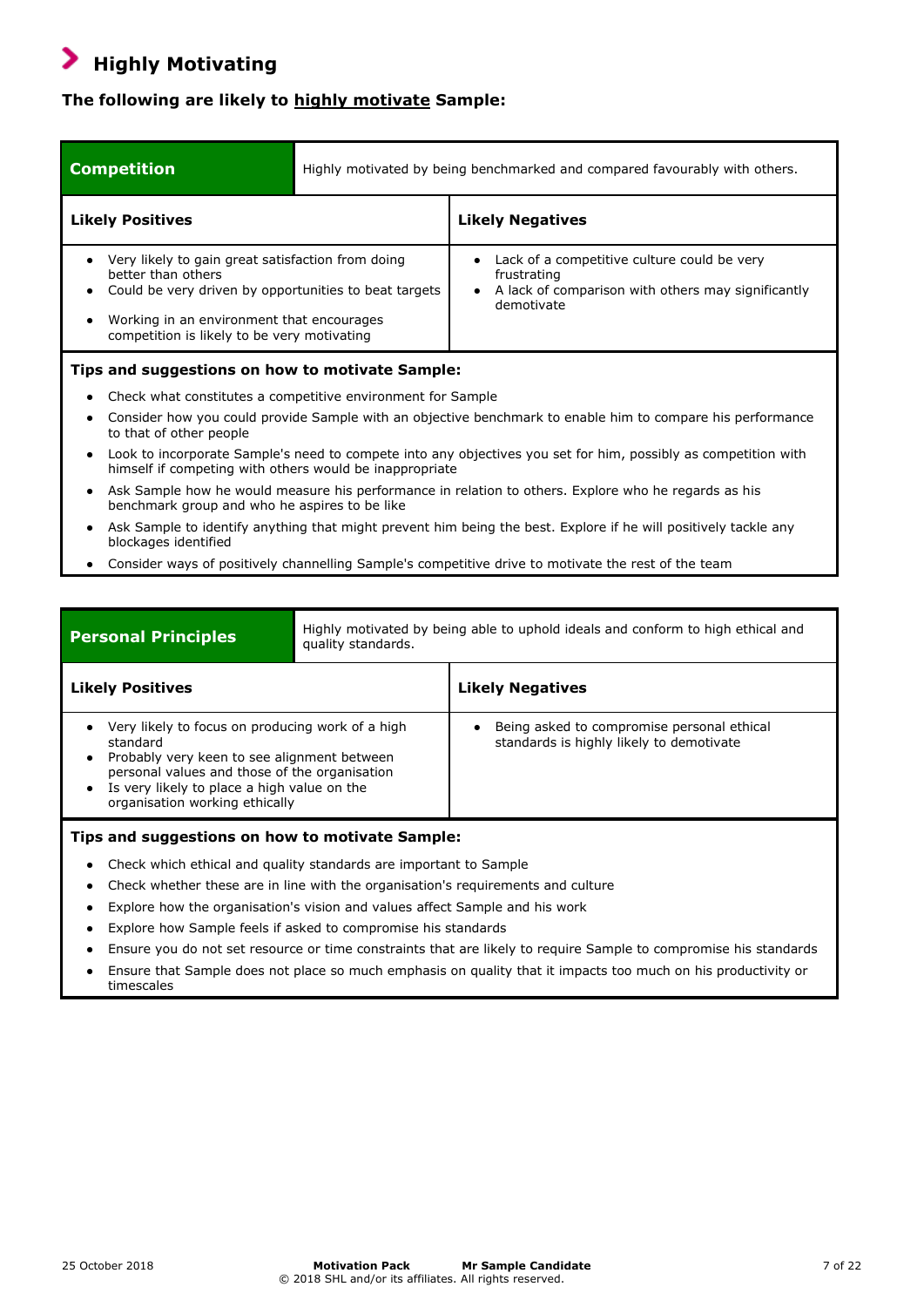## Highly Motivating

**The following are likely to highly motivate Sample:**

| **Competition** | Highly motivated by being benchmarked and compared favourably with others. |
|---|---|
| **Likely Positives** | **Likely Negatives** |
| • Very likely to gain great satisfaction from doing better than others<br>• Could be very driven by opportunities to beat targets<br>• Working in an environment that encourages competition is likely to be very motivating | • Lack of a competitive culture could be very frustrating<br>• A lack of comparison with others may significantly demotivate |

**Tips and suggestions on how to motivate Sample:**

- Check what constitutes a competitive environment for Sample
- Consider how you could provide Sample with an objective benchmark to enable him to compare his performance to that of other people
- Look to incorporate Sample's need to compete into any objectives you set for him, possibly as competition with himself if competing with others would be inappropriate
- Ask Sample how he would measure his performance in relation to others. Explore who he regards as his benchmark group and who he aspires to be like
- Ask Sample to identify anything that might prevent him being the best. Explore if he will positively tackle any blockages identified
- Consider ways of positively channelling Sample's competitive drive to motivate the rest of the team

| **Personal Principles** | Highly motivated by being able to uphold ideals and conform to high ethical and quality standards. |
|---|---|
| **Likely Positives** | **Likely Negatives** |
| • Very likely to focus on producing work of a high standard<br>• Probably very keen to see alignment between personal values and those of the organisation<br>• Is very likely to place a high value on the organisation working ethically | • Being asked to compromise personal ethical standards is highly likely to demotivate |

**Tips and suggestions on how to motivate Sample:**

- Check which ethical and quality standards are important to Sample
- Check whether these are in line with the organisation's requirements and culture
- Explore how the organisation's vision and values affect Sample and his work
- Explore how Sample feels if asked to compromise his standards
- Ensure you do not set resource or time constraints that are likely to require Sample to compromise his standards
- Ensure that Sample does not place so much emphasis on quality that it impacts too much on his productivity or timescales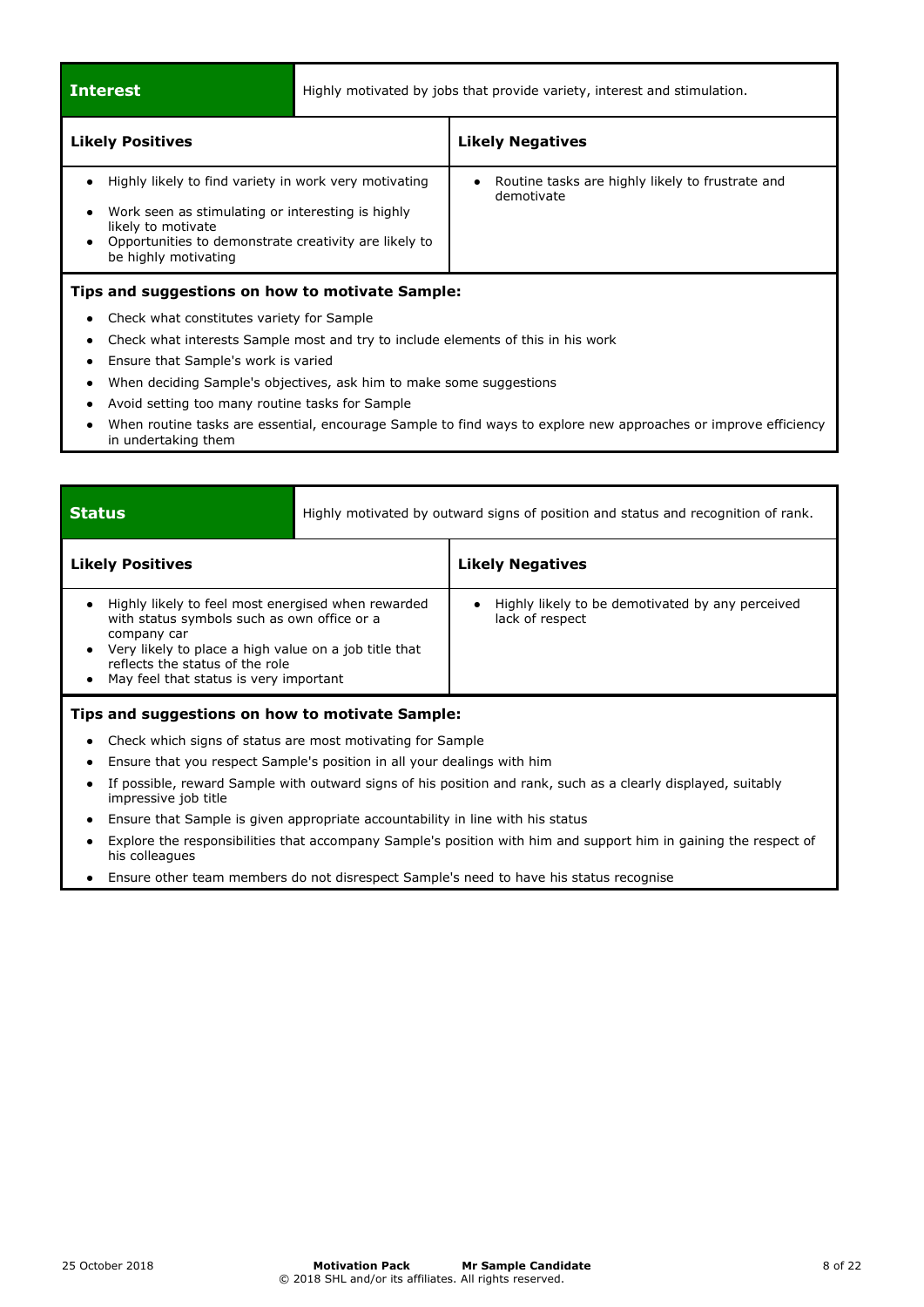## Interest

Highly motivated by jobs that provide variety, interest and stimulation.

| Likely Positives | Likely Negatives |
| --- | --- |
| • Highly likely to find variety in work very motivating<br>• Work seen as stimulating or interesting is highly likely to motivate<br>• Opportunities to demonstrate creativity are likely to be highly motivating | • Routine tasks are highly likely to frustrate and demotivate |

**Tips and suggestions on how to motivate Sample:**

- Check what constitutes variety for Sample
- Check what interests Sample most and try to include elements of this in his work
- Ensure that Sample's work is varied
- When deciding Sample's objectives, ask him to make some suggestions
- Avoid setting too many routine tasks for Sample
- When routine tasks are essential, encourage Sample to find ways to explore new approaches or improve efficiency in undertaking them

## Status

Highly motivated by outward signs of position and status and recognition of rank.

| Likely Positives | Likely Negatives |
| --- | --- |
| • Highly likely to feel most energised when rewarded with status symbols such as own office or a company car<br>• Very likely to place a high value on a job title that reflects the status of the role<br>• May feel that status is very important | • Highly likely to be demotivated by any perceived lack of respect |

**Tips and suggestions on how to motivate Sample:**

- Check which signs of status are most motivating for Sample
- Ensure that you respect Sample's position in all your dealings with him
- If possible, reward Sample with outward signs of his position and rank, such as a clearly displayed, suitably impressive job title
- Ensure that Sample is given appropriate accountability in line with his status
- Explore the responsibilities that accompany Sample's position with him and support him in gaining the respect of his colleagues
- Ensure other team members do not disrespect Sample's need to have his status recognise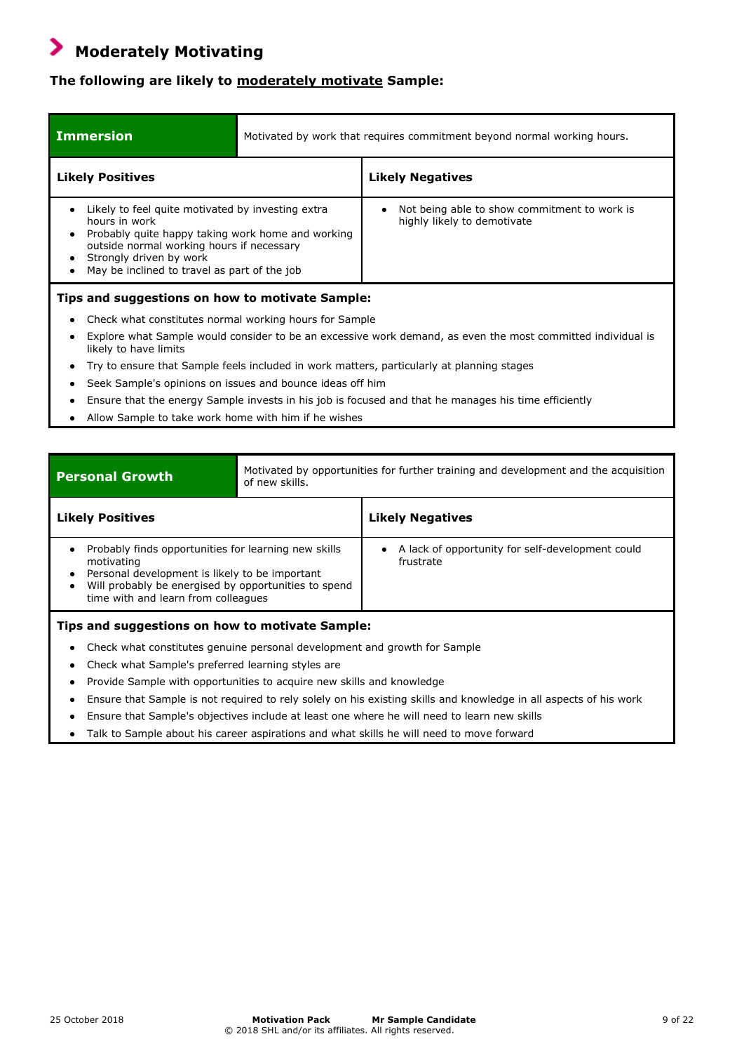# Moderately Motivating

**The following are likely to moderately motivate Sample:**

| **Immersion** | Motivated by work that requires commitment beyond normal working hours. |
|---|---|
| **Likely Positives** | **Likely Negatives** |
| • Likely to feel quite motivated by investing extra hours in work<br>• Probably quite happy taking work home and working outside normal working hours if necessary<br>• Strongly driven by work<br>• May be inclined to travel as part of the job | • Not being able to show commitment to work is highly likely to demotivate |

**Tips and suggestions on how to motivate Sample:**

- Check what constitutes normal working hours for Sample
- Explore what Sample would consider to be an excessive work demand, as even the most committed individual is likely to have limits
- Try to ensure that Sample feels included in work matters, particularly at planning stages
- Seek Sample's opinions on issues and bounce ideas off him
- Ensure that the energy Sample invests in his job is focused and that he manages his time efficiently
- Allow Sample to take work home with him if he wishes

| **Personal Growth** | Motivated by opportunities for further training and development and the acquisition of new skills. |
|---|---|
| **Likely Positives** | **Likely Negatives** |
| • Probably finds opportunities for learning new skills motivating<br>• Personal development is likely to be important<br>• Will probably be energised by opportunities to spend time with and learn from colleagues | • A lack of opportunity for self-development could frustrate |

**Tips and suggestions on how to motivate Sample:**

- Check what constitutes genuine personal development and growth for Sample
- Check what Sample's preferred learning styles are
- Provide Sample with opportunities to acquire new skills and knowledge
- Ensure that Sample is not required to rely solely on his existing skills and knowledge in all aspects of his work
- Ensure that Sample's objectives include at least one where he will need to learn new skills
- Talk to Sample about his career aspirations and what skills he will need to move forward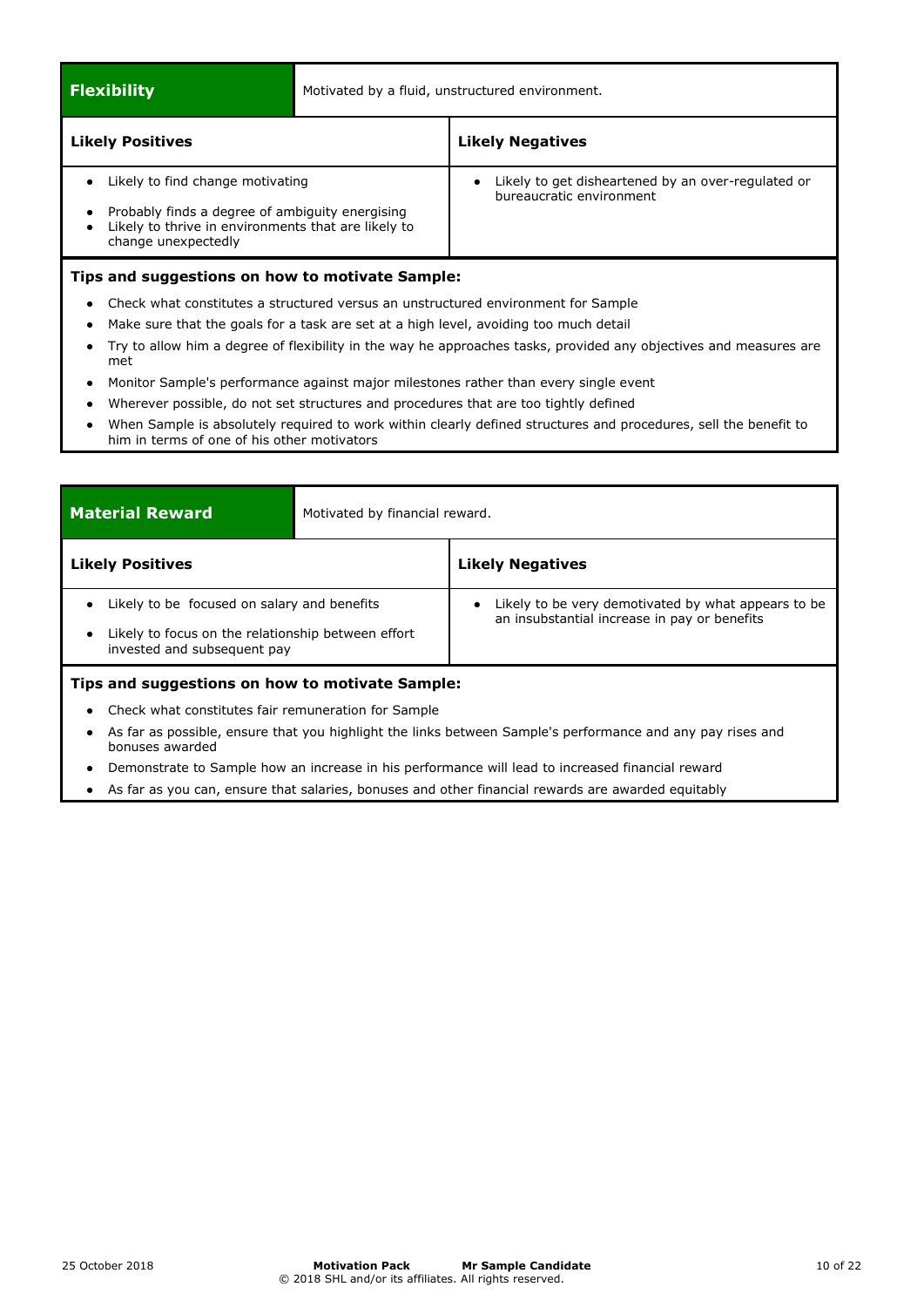## Flexibility

Motivated by a fluid, unstructured environment.

| Likely Positives | Likely Negatives |
|---|---|
| • Likely to find change motivating<br>• Probably finds a degree of ambiguity energising<br>• Likely to thrive in environments that are likely to change unexpectedly | • Likely to get disheartened by an over-regulated or bureaucratic environment |

**Tips and suggestions on how to motivate Sample:**

- Check what constitutes a structured versus an unstructured environment for Sample
- Make sure that the goals for a task are set at a high level, avoiding too much detail
- Try to allow him a degree of flexibility in the way he approaches tasks, provided any objectives and measures are met
- Monitor Sample's performance against major milestones rather than every single event
- Wherever possible, do not set structures and procedures that are too tightly defined
- When Sample is absolutely required to work within clearly defined structures and procedures, sell the benefit to him in terms of one of his other motivators

## Material Reward

Motivated by financial reward.

| Likely Positives | Likely Negatives |
|---|---|
| • Likely to be focused on salary and benefits<br>• Likely to focus on the relationship between effort invested and subsequent pay | • Likely to be very demotivated by what appears to be an insubstantial increase in pay or benefits |

**Tips and suggestions on how to motivate Sample:**

- Check what constitutes fair remuneration for Sample
- As far as possible, ensure that you highlight the links between Sample's performance and any pay rises and bonuses awarded
- Demonstrate to Sample how an increase in his performance will lead to increased financial reward
- As far as you can, ensure that salaries, bonuses and other financial rewards are awarded equitably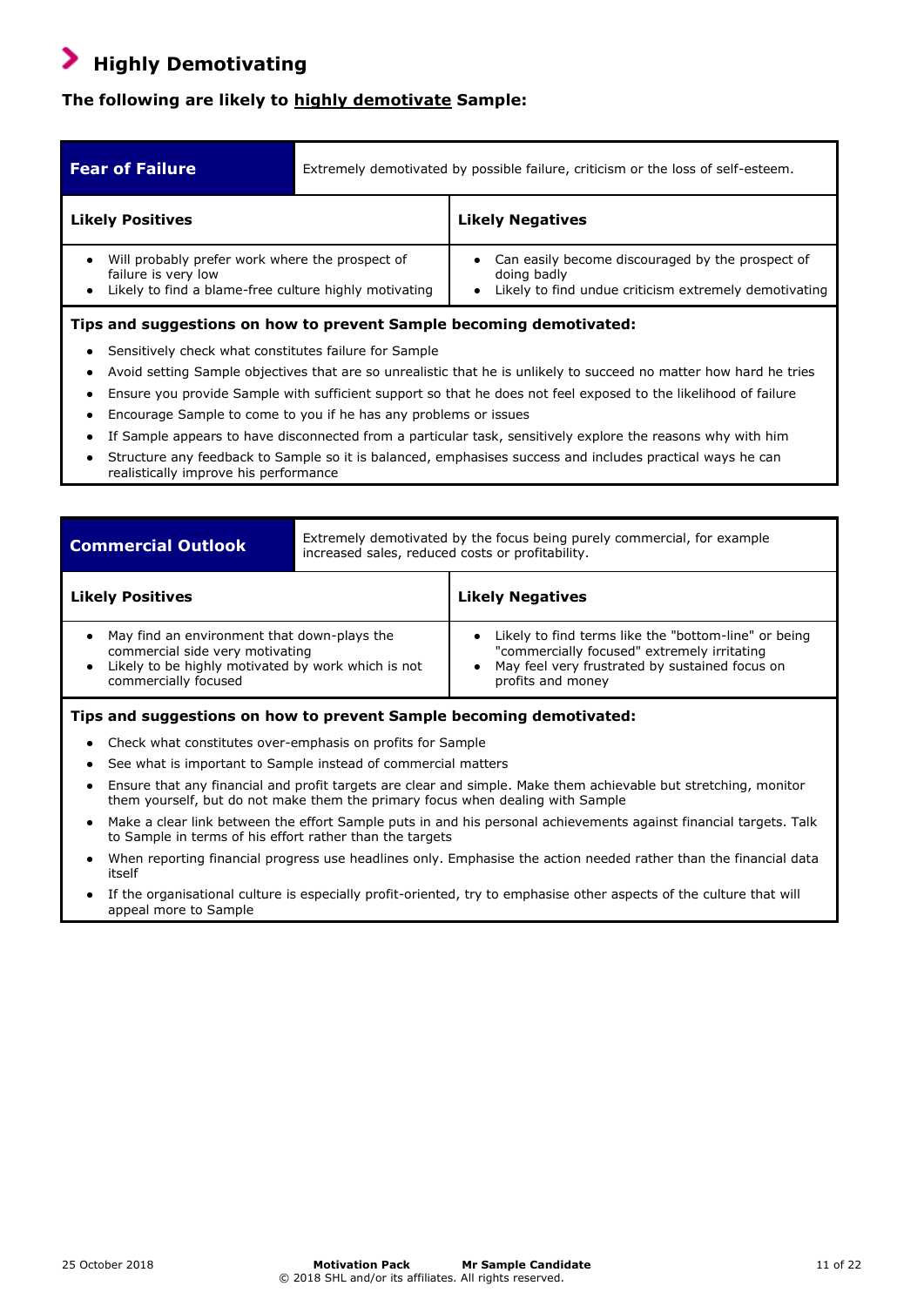## Highly Demotivating

**The following are likely to highly demotivate Sample:**

| **Fear of Failure** | Extremely demotivated by possible failure, criticism or the loss of self-esteem. |
|---|---|
| **Likely Positives** | **Likely Negatives** |
| • Will probably prefer work where the prospect of failure is very low<br>• Likely to find a blame-free culture highly motivating | • Can easily become discouraged by the prospect of doing badly<br>• Likely to find undue criticism extremely demotivating |

**Tips and suggestions on how to prevent Sample becoming demotivated:**

- Sensitively check what constitutes failure for Sample
- Avoid setting Sample objectives that are so unrealistic that he is unlikely to succeed no matter how hard he tries
- Ensure you provide Sample with sufficient support so that he does not feel exposed to the likelihood of failure
- Encourage Sample to come to you if he has any problems or issues
- If Sample appears to have disconnected from a particular task, sensitively explore the reasons why with him
- Structure any feedback to Sample so it is balanced, emphasises success and includes practical ways he can realistically improve his performance

| **Commercial Outlook** | Extremely demotivated by the focus being purely commercial, for example increased sales, reduced costs or profitability. |
|---|---|
| **Likely Positives** | **Likely Negatives** |
| • May find an environment that down-plays the commercial side very motivating<br>• Likely to be highly motivated by work which is not commercially focused | • Likely to find terms like the "bottom-line" or being "commercially focused" extremely irritating<br>• May feel very frustrated by sustained focus on profits and money |

**Tips and suggestions on how to prevent Sample becoming demotivated:**

- Check what constitutes over-emphasis on profits for Sample
- See what is important to Sample instead of commercial matters
- Ensure that any financial and profit targets are clear and simple. Make them achievable but stretching, monitor them yourself, but do not make them the primary focus when dealing with Sample
- Make a clear link between the effort Sample puts in and his personal achievements against financial targets. Talk to Sample in terms of his effort rather than the targets
- When reporting financial progress use headlines only. Emphasise the action needed rather than the financial data itself
- If the organisational culture is especially profit-oriented, try to emphasise other aspects of the culture that will appeal more to Sample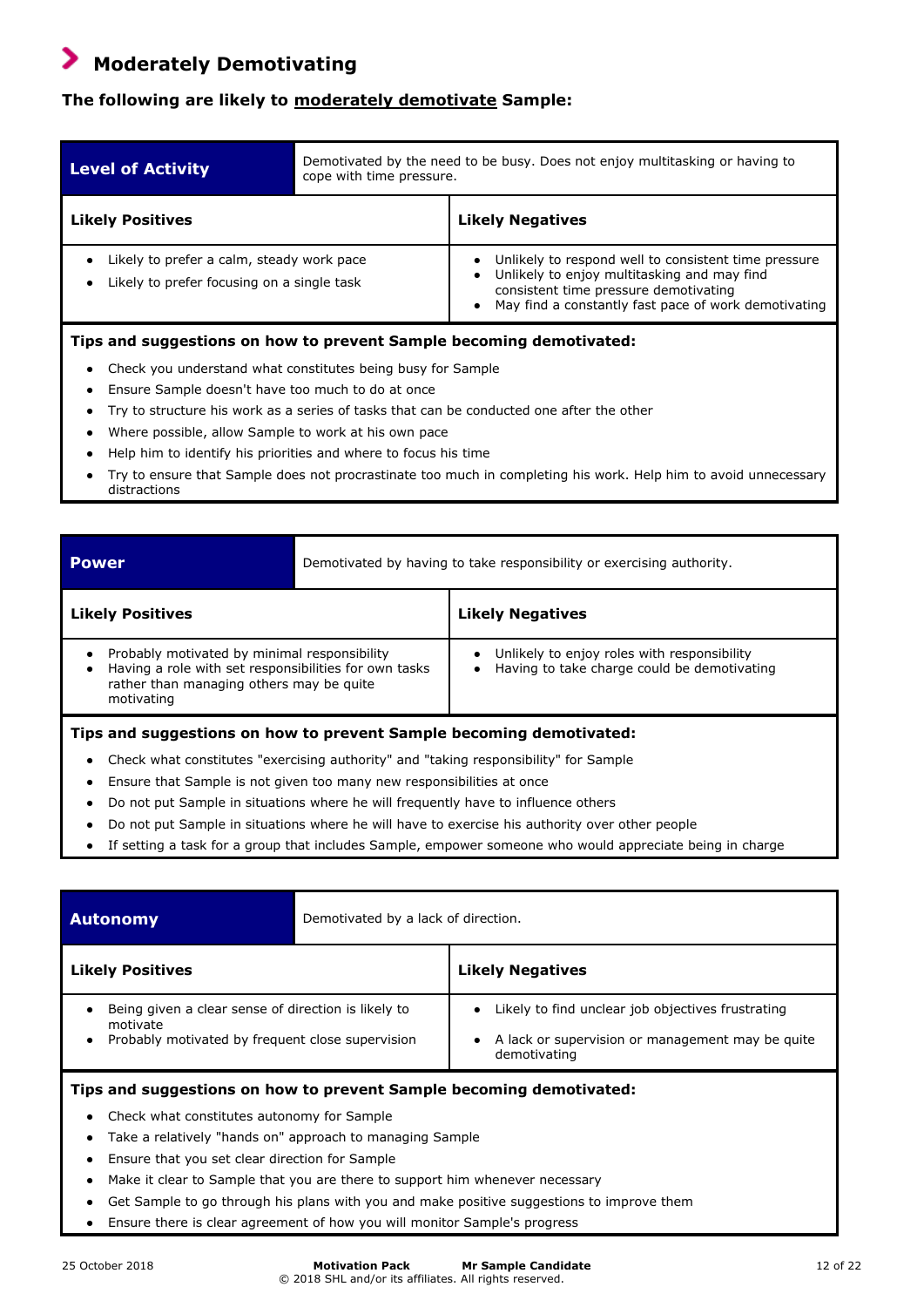## Moderately Demotivating

**The following are likely to moderately demotivate Sample:**

| **Level of Activity** | Demotivated by the need to be busy. Does not enjoy multitasking or having to cope with time pressure. |
|---|---|
| **Likely Positives** | **Likely Negatives** |
| • Likely to prefer a calm, steady work pace<br>• Likely to prefer focusing on a single task | • Unlikely to respond well to consistent time pressure<br>• Unlikely to enjoy multitasking and may find consistent time pressure demotivating<br>• May find a constantly fast pace of work demotivating |

**Tips and suggestions on how to prevent Sample becoming demotivated:**

- Check you understand what constitutes being busy for Sample
- Ensure Sample doesn't have too much to do at once
- Try to structure his work as a series of tasks that can be conducted one after the other
- Where possible, allow Sample to work at his own pace
- Help him to identify his priorities and where to focus his time
- Try to ensure that Sample does not procrastinate too much in completing his work. Help him to avoid unnecessary distractions

| **Power** | Demotivated by having to take responsibility or exercising authority. |
|---|---|
| **Likely Positives** | **Likely Negatives** |
| • Probably motivated by minimal responsibility<br>• Having a role with set responsibilities for own tasks rather than managing others may be quite motivating | • Unlikely to enjoy roles with responsibility<br>• Having to take charge could be demotivating |

**Tips and suggestions on how to prevent Sample becoming demotivated:**

- Check what constitutes "exercising authority" and "taking responsibility" for Sample
- Ensure that Sample is not given too many new responsibilities at once
- Do not put Sample in situations where he will frequently have to influence others
- Do not put Sample in situations where he will have to exercise his authority over other people
- If setting a task for a group that includes Sample, empower someone who would appreciate being in charge

| **Autonomy** | Demotivated by a lack of direction. |
|---|---|
| **Likely Positives** | **Likely Negatives** |
| • Being given a clear sense of direction is likely to motivate<br>• Probably motivated by frequent close supervision | • Likely to find unclear job objectives frustrating<br>• A lack or supervision or management may be quite demotivating |

**Tips and suggestions on how to prevent Sample becoming demotivated:**

- Check what constitutes autonomy for Sample
- Take a relatively "hands on" approach to managing Sample
- Ensure that you set clear direction for Sample
- Make it clear to Sample that you are there to support him whenever necessary
- Get Sample to go through his plans with you and make positive suggestions to improve them
- Ensure there is clear agreement of how you will monitor Sample's progress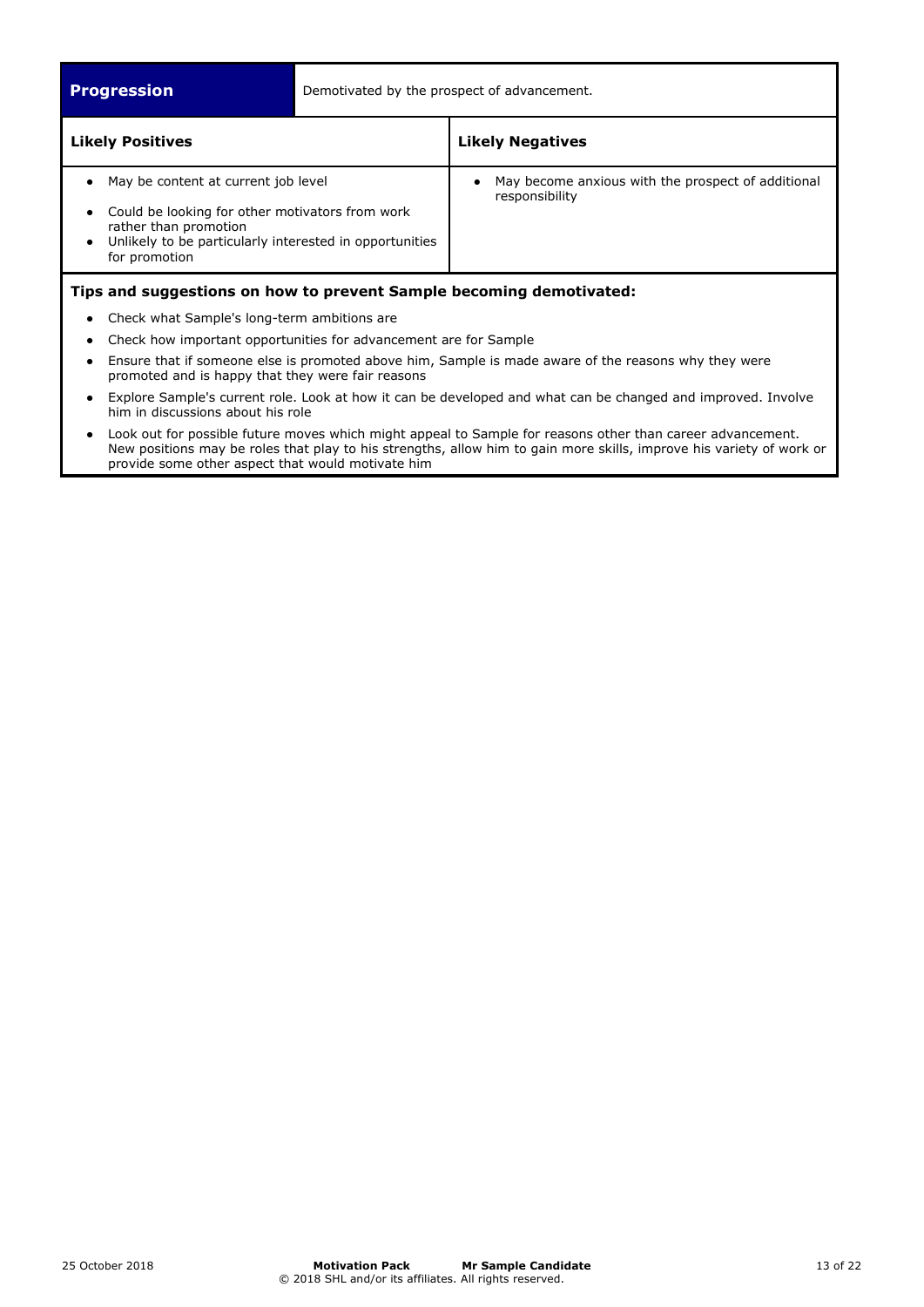| Progression | Demotivated by the prospect of advancement. |
|---|---|
| **Likely Positives** | **Likely Negatives** |
| • May be content at current job level<br>• Could be looking for other motivators from work rather than promotion<br>• Unlikely to be particularly interested in opportunities for promotion | • May become anxious with the prospect of additional responsibility |

**Tips and suggestions on how to prevent Sample becoming demotivated:**

- Check what Sample's long-term ambitions are
- Check how important opportunities for advancement are for Sample
- Ensure that if someone else is promoted above him, Sample is made aware of the reasons why they were promoted and is happy that they were fair reasons
- Explore Sample's current role. Look at how it can be developed and what can be changed and improved. Involve him in discussions about his role
- Look out for possible future moves which might appeal to Sample for reasons other than career advancement. New positions may be roles that play to his strengths, allow him to gain more skills, improve his variety of work or provide some other aspect that would motivate him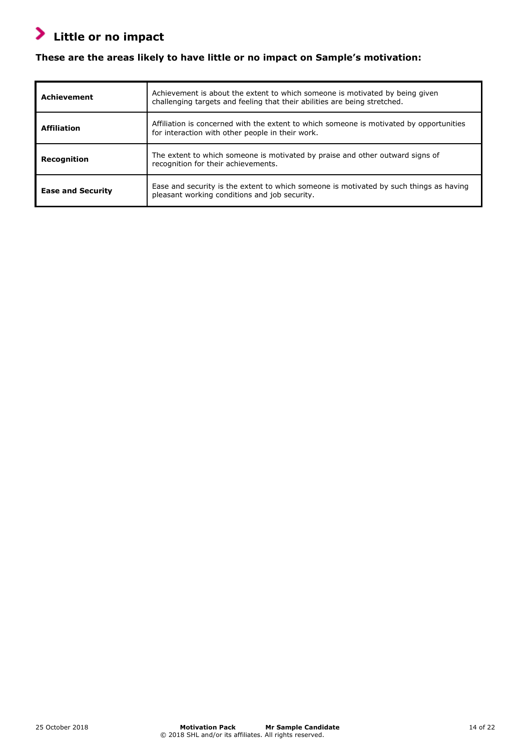## Little or no impact

**These are the areas likely to have little or no impact on Sample's motivation:**

| | |
|---|---|
| **Achievement** | Achievement is about the extent to which someone is motivated by being given challenging targets and feeling that their abilities are being stretched. |
| **Affiliation** | Affiliation is concerned with the extent to which someone is motivated by opportunities for interaction with other people in their work. |
| **Recognition** | The extent to which someone is motivated by praise and other outward signs of recognition for their achievements. |
| **Ease and Security** | Ease and security is the extent to which someone is motivated by such things as having pleasant working conditions and job security. |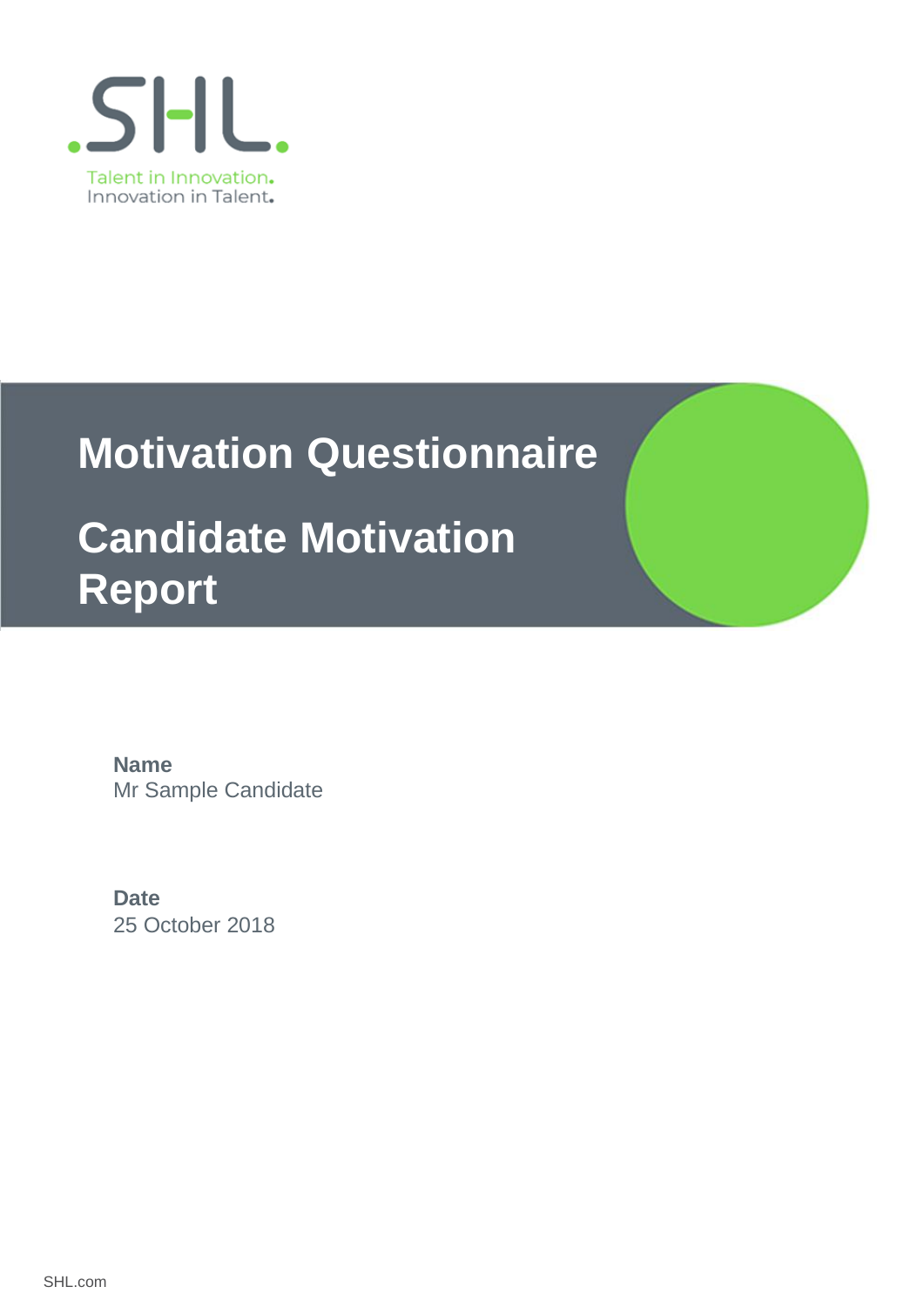# Motivation Questionnaire

# Candidate Motivation Report

**Name**
Mr Sample Candidate

**Date**
25 October 2018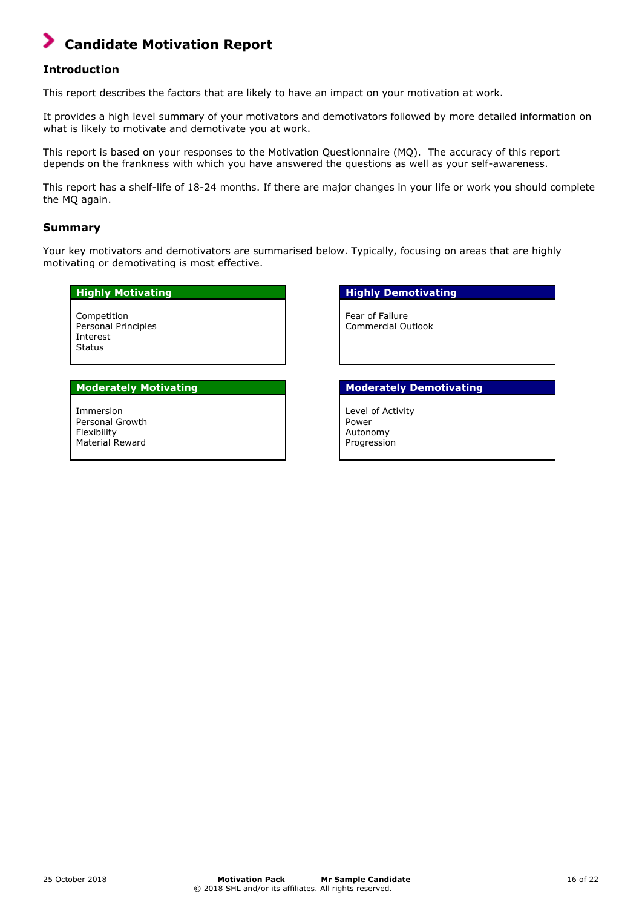# Candidate Motivation Report

## Introduction

This report describes the factors that are likely to have an impact on your motivation at work.

It provides a high level summary of your motivators and demotivators followed by more detailed information on what is likely to motivate and demotivate you at work.

This report is based on your responses to the Motivation Questionnaire (MQ). The accuracy of this report depends on the frankness with which you have answered the questions as well as your self-awareness.

This report has a shelf-life of 18-24 months. If there are major changes in your life or work you should complete the MQ again.

## Summary

Your key motivators and demotivators are summarised below. Typically, focusing on areas that are highly motivating or demotivating is most effective.

| Highly Motivating |
| --- |
| Competition |
| Personal Principles |
| Interest |
| Status |

| Highly Demotivating |
| --- |
| Fear of Failure |
| Commercial Outlook |

| Moderately Motivating |
| --- |
| Immersion |
| Personal Growth |
| Flexibility |
| Material Reward |

| Moderately Demotivating |
| --- |
| Level of Activity |
| Power |
| Autonomy |
| Progression |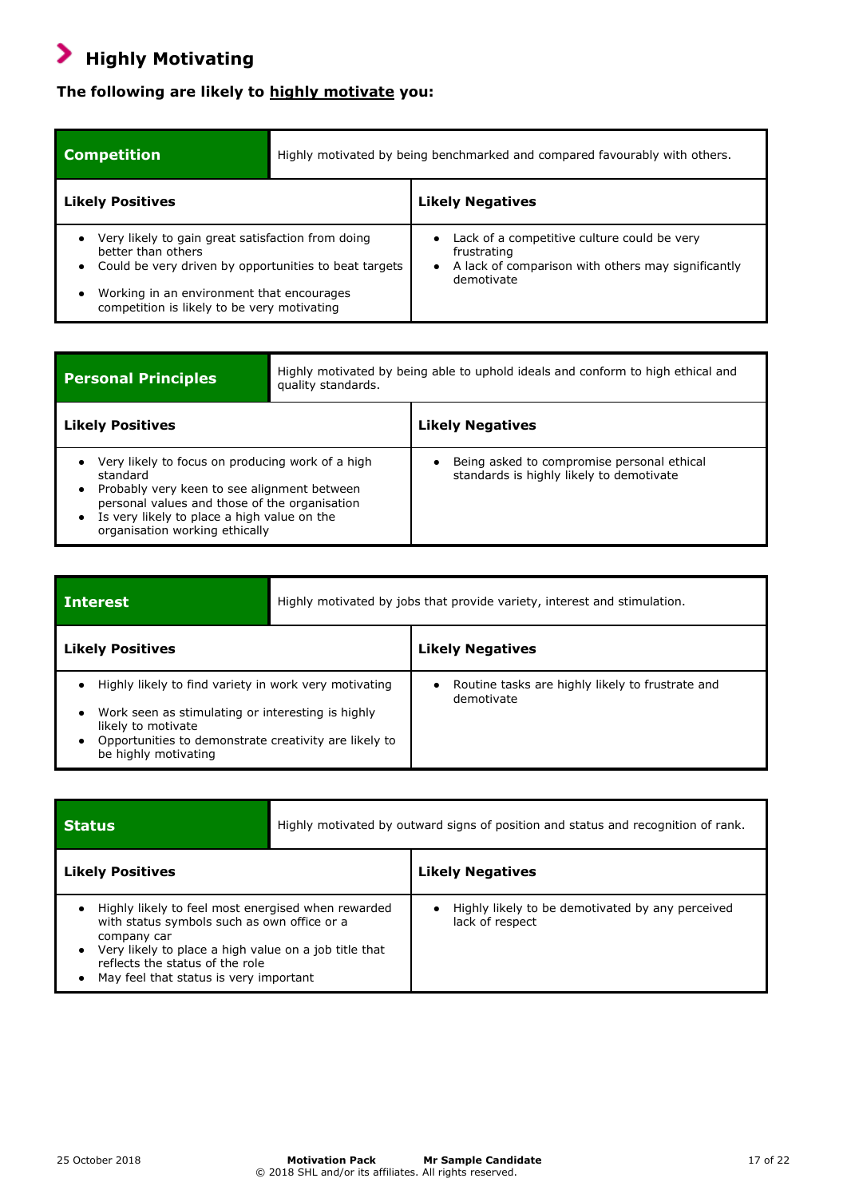## Highly Motivating

**The following are likely to highly motivate you:**

| **Competition** | Highly motivated by being benchmarked and compared favourably with others. |
|---|---|
| **Likely Positives** | **Likely Negatives** |
| • Very likely to gain great satisfaction from doing better than others<br>• Could be very driven by opportunities to beat targets<br>• Working in an environment that encourages competition is likely to be very motivating | • Lack of a competitive culture could be very frustrating<br>• A lack of comparison with others may significantly demotivate |

| **Personal Principles** | Highly motivated by being able to uphold ideals and conform to high ethical and quality standards. |
|---|---|
| **Likely Positives** | **Likely Negatives** |
| • Very likely to focus on producing work of a high standard<br>• Probably very keen to see alignment between personal values and those of the organisation<br>• Is very likely to place a high value on the organisation working ethically | • Being asked to compromise personal ethical standards is highly likely to demotivate |

| **Interest** | Highly motivated by jobs that provide variety, interest and stimulation. |
|---|---|
| **Likely Positives** | **Likely Negatives** |
| • Highly likely to find variety in work very motivating<br>• Work seen as stimulating or interesting is highly likely to motivate<br>• Opportunities to demonstrate creativity are likely to be highly motivating | • Routine tasks are highly likely to frustrate and demotivate |

| **Status** | Highly motivated by outward signs of position and status and recognition of rank. |
|---|---|
| **Likely Positives** | **Likely Negatives** |
| • Highly likely to feel most energised when rewarded with status symbols such as own office or a company car<br>• Very likely to place a high value on a job title that reflects the status of the role<br>• May feel that status is very important | • Highly likely to be demotivated by any perceived lack of respect |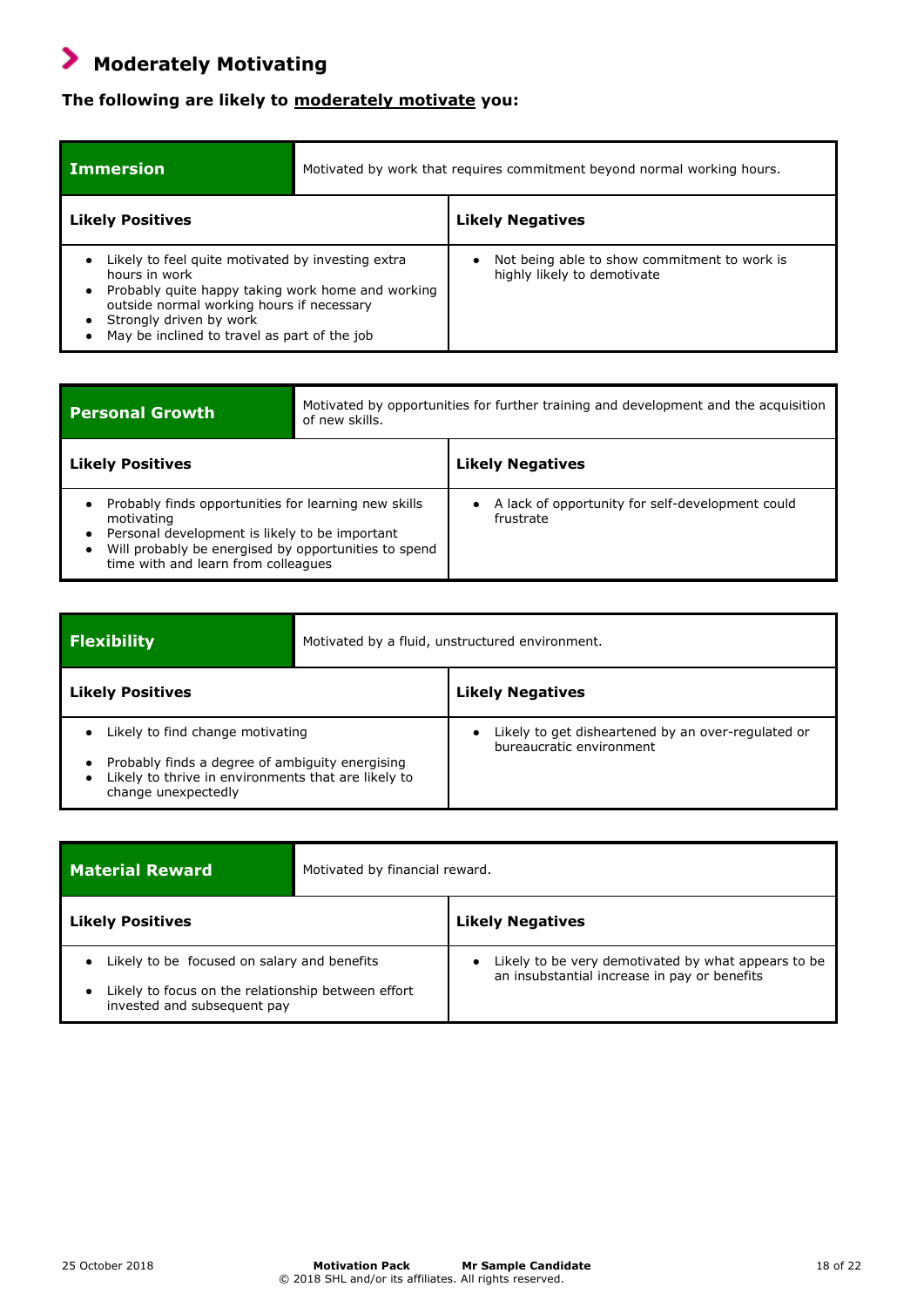## Moderately Motivating

**The following are likely to moderately motivate you:**

| **Immersion** | Motivated by work that requires commitment beyond normal working hours. |
|---|---|
| **Likely Positives** | **Likely Negatives** |
| • Likely to feel quite motivated by investing extra hours in work<br>• Probably quite happy taking work home and working outside normal working hours if necessary<br>• Strongly driven by work<br>• May be inclined to travel as part of the job | • Not being able to show commitment to work is highly likely to demotivate |

| **Personal Growth** | Motivated by opportunities for further training and development and the acquisition of new skills. |
|---|---|
| **Likely Positives** | **Likely Negatives** |
| • Probably finds opportunities for learning new skills motivating<br>• Personal development is likely to be important<br>• Will probably be energised by opportunities to spend time with and learn from colleagues | • A lack of opportunity for self-development could frustrate |

| **Flexibility** | Motivated by a fluid, unstructured environment. |
|---|---|
| **Likely Positives** | **Likely Negatives** |
| • Likely to find change motivating<br>• Probably finds a degree of ambiguity energising<br>• Likely to thrive in environments that are likely to change unexpectedly | • Likely to get disheartened by an over-regulated or bureaucratic environment |

| **Material Reward** | Motivated by financial reward. |
|---|---|
| **Likely Positives** | **Likely Negatives** |
| • Likely to be focused on salary and benefits<br>• Likely to focus on the relationship between effort invested and subsequent pay | • Likely to be very demotivated by what appears to be an insubstantial increase in pay or benefits |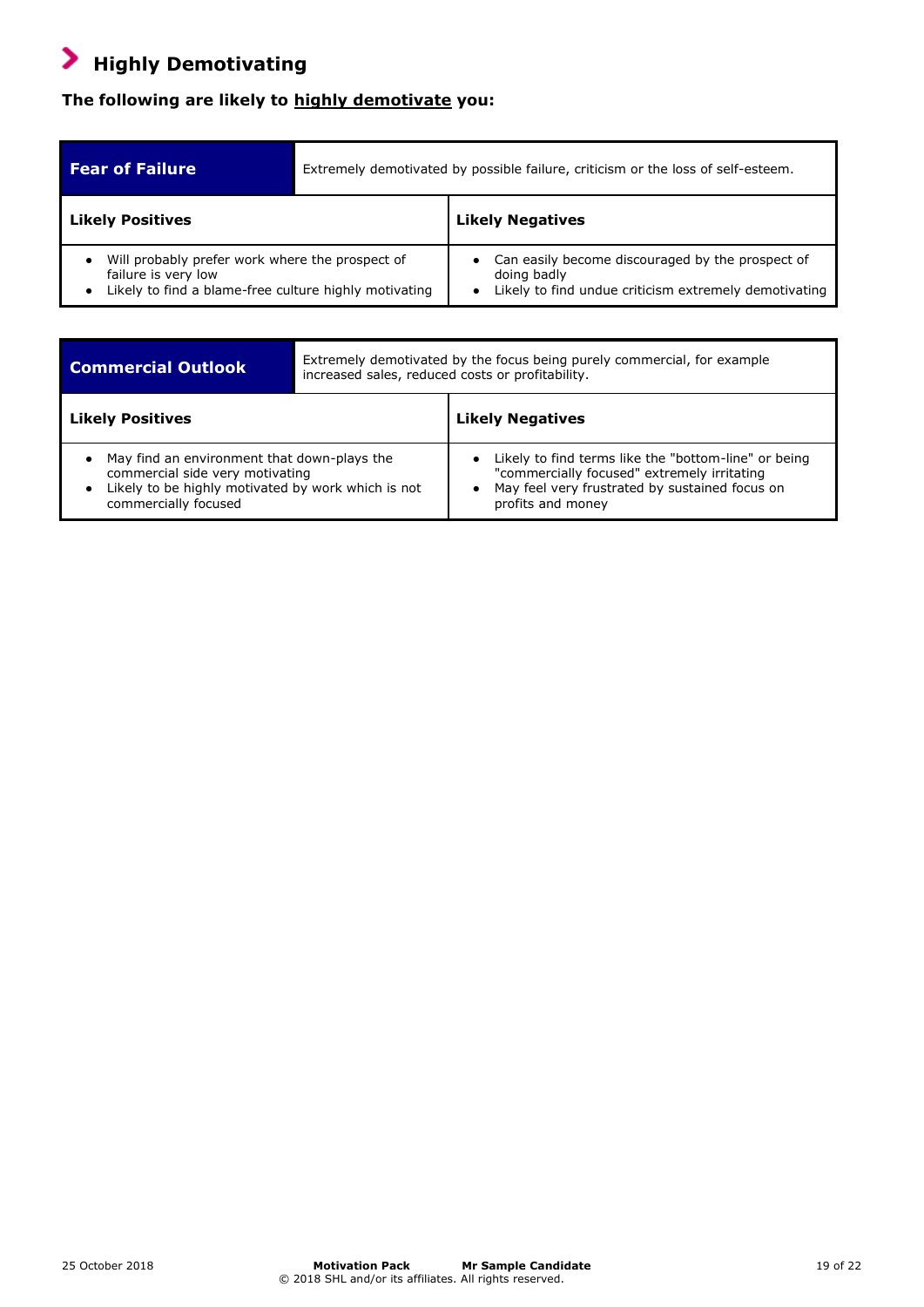## Highly Demotivating

**The following are likely to highly demotivate you:**

| **Fear of Failure** | Extremely demotivated by possible failure, criticism or the loss of self-esteem. |
|---|---|
| **Likely Positives** | **Likely Negatives** |
| • Will probably prefer work where the prospect of failure is very low<br>• Likely to find a blame-free culture highly motivating | • Can easily become discouraged by the prospect of doing badly<br>• Likely to find undue criticism extremely demotivating |

| **Commercial Outlook** | Extremely demotivated by the focus being purely commercial, for example increased sales, reduced costs or profitability. |
|---|---|
| **Likely Positives** | **Likely Negatives** |
| • May find an environment that down-plays the commercial side very motivating<br>• Likely to be highly motivated by work which is not commercially focused | • Likely to find terms like the "bottom-line" or being "commercially focused" extremely irritating<br>• May feel very frustrated by sustained focus on profits and money |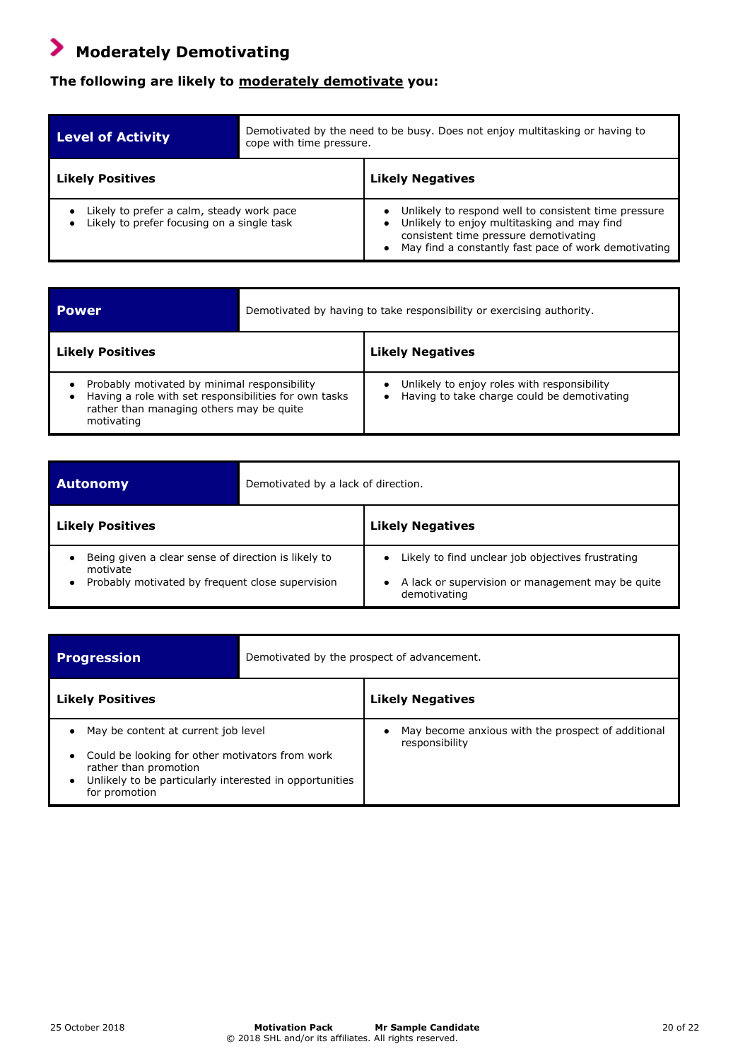## Moderately Demotivating

**The following are likely to moderately demotivate you:**

| **Level of Activity** | Demotivated by the need to be busy. Does not enjoy multitasking or having to cope with time pressure. |
|---|---|
| **Likely Positives** | **Likely Negatives** |
| • Likely to prefer a calm, steady work pace<br>• Likely to prefer focusing on a single task | • Unlikely to respond well to consistent time pressure<br>• Unlikely to enjoy multitasking and may find consistent time pressure demotivating<br>• May find a constantly fast pace of work demotivating |

| **Power** | Demotivated by having to take responsibility or exercising authority. |
|---|---|
| **Likely Positives** | **Likely Negatives** |
| • Probably motivated by minimal responsibility<br>• Having a role with set responsibilities for own tasks rather than managing others may be quite motivating | • Unlikely to enjoy roles with responsibility<br>• Having to take charge could be demotivating |

| **Autonomy** | Demotivated by a lack of direction. |
|---|---|
| **Likely Positives** | **Likely Negatives** |
| • Being given a clear sense of direction is likely to motivate<br>• Probably motivated by frequent close supervision | • Likely to find unclear job objectives frustrating<br>• A lack or supervision or management may be quite demotivating |

| **Progression** | Demotivated by the prospect of advancement. |
|---|---|
| **Likely Positives** | **Likely Negatives** |
| • May be content at current job level<br>• Could be looking for other motivators from work rather than promotion<br>• Unlikely to be particularly interested in opportunities for promotion | • May become anxious with the prospect of additional responsibility |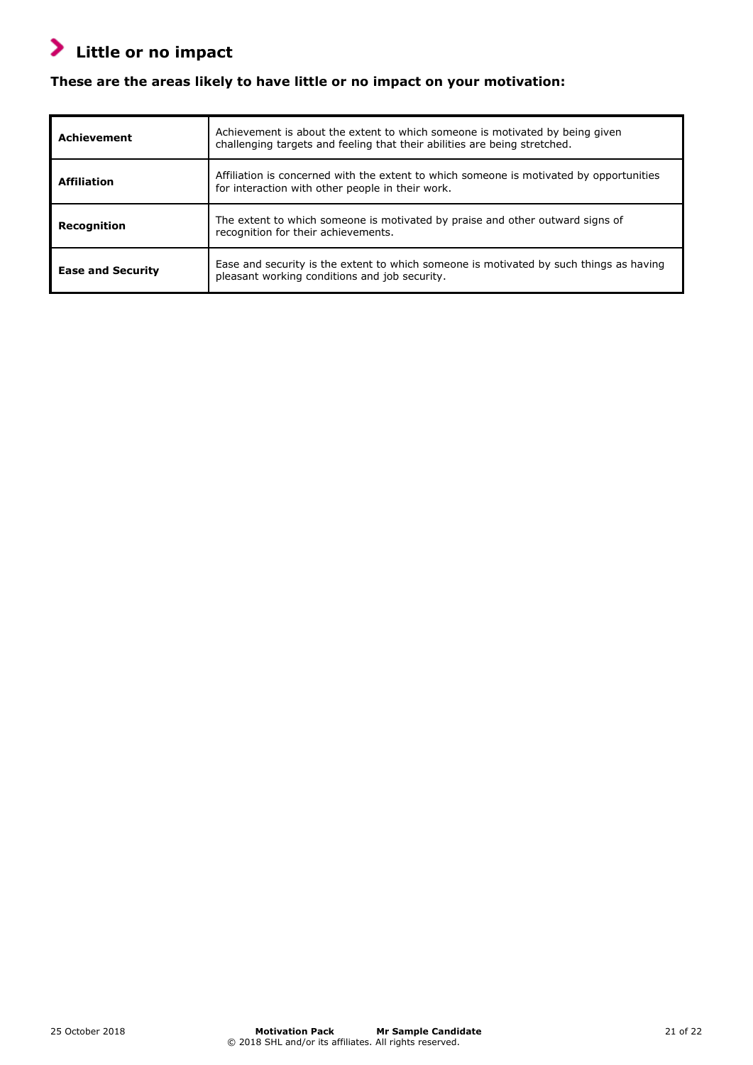# Little or no impact

**These are the areas likely to have little or no impact on your motivation:**

| | |
|---|---|
| **Achievement** | Achievement is about the extent to which someone is motivated by being given challenging targets and feeling that their abilities are being stretched. |
| **Affiliation** | Affiliation is concerned with the extent to which someone is motivated by opportunities for interaction with other people in their work. |
| **Recognition** | The extent to which someone is motivated by praise and other outward signs of recognition for their achievements. |
| **Ease and Security** | Ease and security is the extent to which someone is motivated by such things as having pleasant working conditions and job security. |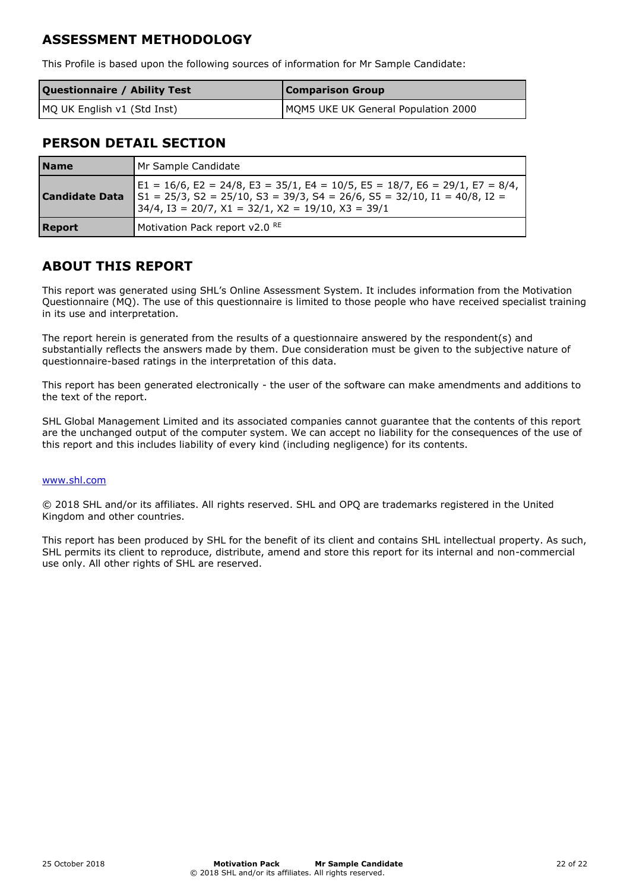## ASSESSMENT METHODOLOGY

This Profile is based upon the following sources of information for Mr Sample Candidate:

| Questionnaire / Ability Test | Comparison Group |
| --- | --- |
| MQ UK English v1 (Std Inst) | MQM5 UKE UK General Population 2000 |

## PERSON DETAIL SECTION

| | |
| --- | --- |
| **Name** | Mr Sample Candidate |
| **Candidate Data** | E1 = 16/6, E2 = 24/8, E3 = 35/1, E4 = 10/5, E5 = 18/7, E6 = 29/1, E7 = 8/4, S1 = 25/3, S2 = 25/10, S3 = 39/3, S4 = 26/6, S5 = 32/10, I1 = 40/8, I2 = 34/4, I3 = 20/7, X1 = 32/1, X2 = 19/10, X3 = 39/1 |
| **Report** | Motivation Pack report v2.0 RE |

## ABOUT THIS REPORT

This report was generated using SHL's Online Assessment System. It includes information from the Motivation Questionnaire (MQ). The use of this questionnaire is limited to those people who have received specialist training in its use and interpretation.

The report herein is generated from the results of a questionnaire answered by the respondent(s) and substantially reflects the answers made by them. Due consideration must be given to the subjective nature of questionnaire-based ratings in the interpretation of this data.

This report has been generated electronically - the user of the software can make amendments and additions to the text of the report.

SHL Global Management Limited and its associated companies cannot guarantee that the contents of this report are the unchanged output of the computer system. We can accept no liability for the consequences of the use of this report and this includes liability of every kind (including negligence) for its contents.

www.shl.com

© 2018 SHL and/or its affiliates. All rights reserved. SHL and OPQ are trademarks registered in the United Kingdom and other countries.

This report has been produced by SHL for the benefit of its client and contains SHL intellectual property. As such, SHL permits its client to reproduce, distribute, amend and store this report for its internal and non-commercial use only. All other rights of SHL are reserved.